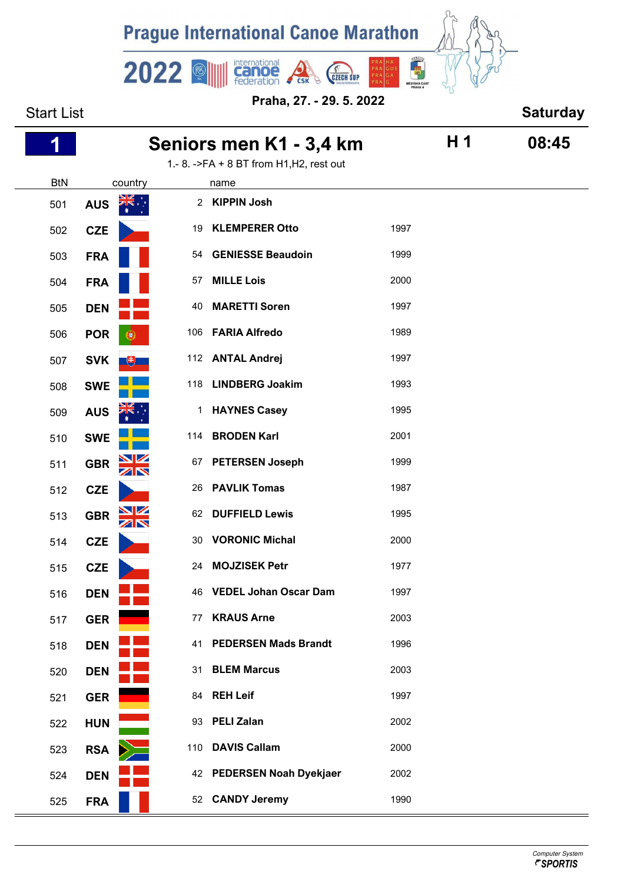# Prague International Canoe Marathon 2022

**Praha, 27. - 29. 5. 2022**

Start List **Saturday**

## 1 Seniors men K1 - 3,4 km — H 1 — 08:45

1.- 8. ->FA + 8 BT from H1,H2, rest out

| BtN | country | | name | |
|---|---|---|---|---|
| 501 | AUS | 2 | **KIPPIN Josh** | |
| 502 | CZE | 19 | **KLEMPERER Otto** | 1997 |
| 503 | FRA | 54 | **GENIESSE Beaudoin** | 1999 |
| 504 | FRA | 57 | **MILLE Lois** | 2000 |
| 505 | DEN | 40 | **MARETTI Soren** | 1997 |
| 506 | POR | 106 | **FARIA Alfredo** | 1989 |
| 507 | SVK | 112 | **ANTAL Andrej** | 1997 |
| 508 | SWE | 118 | **LINDBERG Joakim** | 1993 |
| 509 | AUS | 1 | **HAYNES Casey** | 1995 |
| 510 | SWE | 114 | **BRODEN Karl** | 2001 |
| 511 | GBR | 67 | **PETERSEN Joseph** | 1999 |
| 512 | CZE | 26 | **PAVLIK Tomas** | 1987 |
| 513 | GBR | 62 | **DUFFIELD Lewis** | 1995 |
| 514 | CZE | 30 | **VORONIC Michal** | 2000 |
| 515 | CZE | 24 | **MOJZISEK Petr** | 1977 |
| 516 | DEN | 46 | **VEDEL Johan Oscar Dam** | 1997 |
| 517 | GER | 77 | **KRAUS Arne** | 2003 |
| 518 | DEN | 41 | **PEDERSEN Mads Brandt** | 1996 |
| 520 | DEN | 31 | **BLEM Marcus** | 2003 |
| 521 | GER | 84 | **REH Leif** | 1997 |
| 522 | HUN | 93 | **PELI Zalan** | 2002 |
| 523 | RSA | 110 | **DAVIS Callam** | 2000 |
| 524 | DEN | 42 | **PEDERSEN Noah Dyekjaer** | 2002 |
| 525 | FRA | 52 | **CANDY Jeremy** | 1990 |

Computer System SPORTIS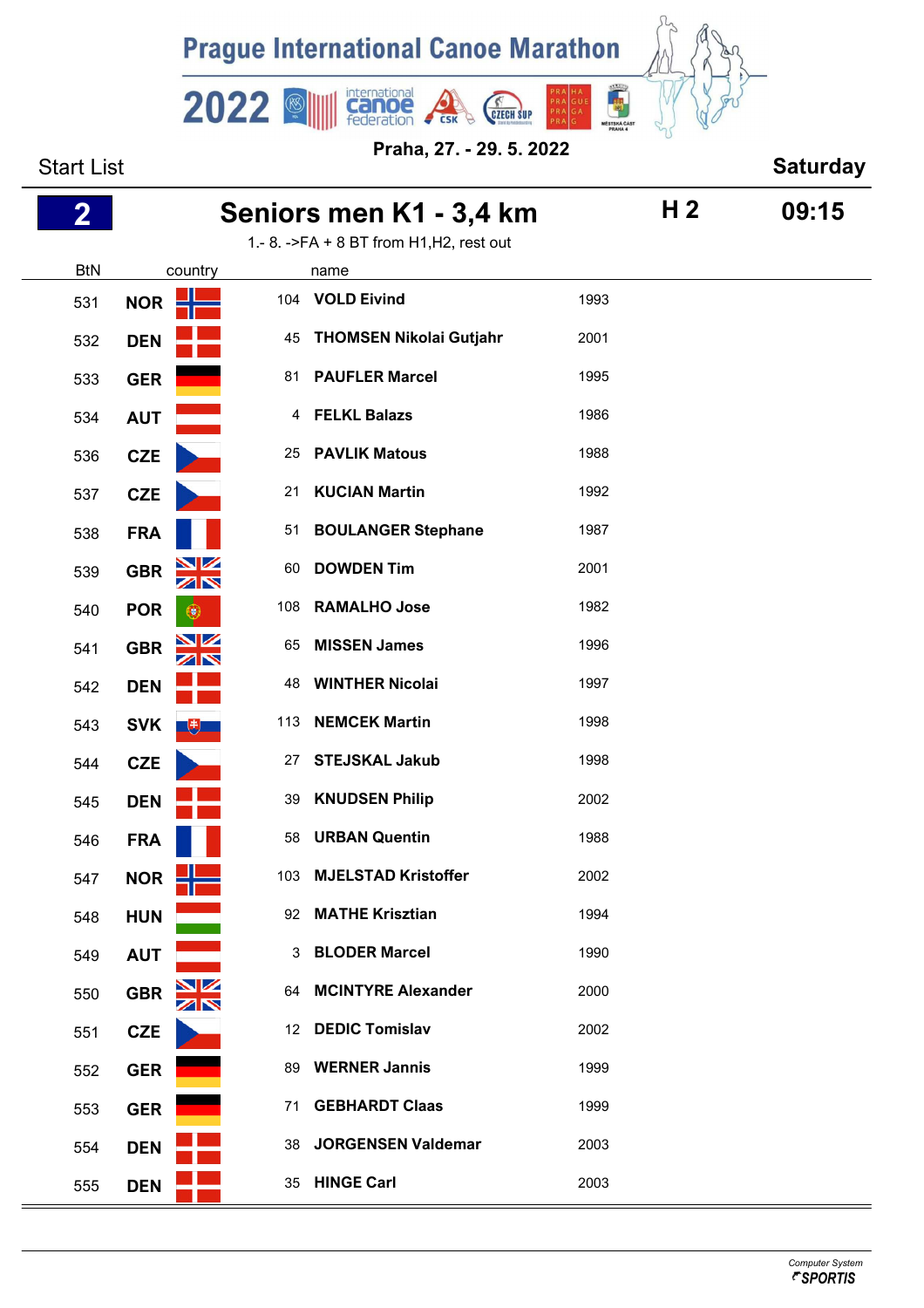# Prague International Canoe Marathon

**2022**

**Praha, 27. - 29. 5. 2022**

Start List **Saturday**

## 2 Seniors men K1 - 3,4 km H 2 09:15

1.- 8. ->FA + 8 BT from H1,H2, rest out

| BtN | country | | name | |
|---|---|---|---|---|
| 531 | NOR | 104 | **VOLD Eivind** | 1993 |
| 532 | DEN | 45 | **THOMSEN Nikolai Gutjahr** | 2001 |
| 533 | GER | 81 | **PAUFLER Marcel** | 1995 |
| 534 | AUT | 4 | **FELKL Balazs** | 1986 |
| 536 | CZE | 25 | **PAVLIK Matous** | 1988 |
| 537 | CZE | 21 | **KUCIAN Martin** | 1992 |
| 538 | FRA | 51 | **BOULANGER Stephane** | 1987 |
| 539 | GBR | 60 | **DOWDEN Tim** | 2001 |
| 540 | POR | 108 | **RAMALHO Jose** | 1982 |
| 541 | GBR | 65 | **MISSEN James** | 1996 |
| 542 | DEN | 48 | **WINTHER Nicolai** | 1997 |
| 543 | SVK | 113 | **NEMCEK Martin** | 1998 |
| 544 | CZE | 27 | **STEJSKAL Jakub** | 1998 |
| 545 | DEN | 39 | **KNUDSEN Philip** | 2002 |
| 546 | FRA | 58 | **URBAN Quentin** | 1988 |
| 547 | NOR | 103 | **MJELSTAD Kristoffer** | 2002 |
| 548 | HUN | 92 | **MATHE Krisztian** | 1994 |
| 549 | AUT | 3 | **BLODER Marcel** | 1990 |
| 550 | GBR | 64 | **MCINTYRE Alexander** | 2000 |
| 551 | CZE | 12 | **DEDIC Tomislav** | 2002 |
| 552 | GER | 89 | **WERNER Jannis** | 1999 |
| 553 | GER | 71 | **GEBHARDT Claas** | 1999 |
| 554 | DEN | 38 | **JORGENSEN Valdemar** | 2003 |
| 555 | DEN | 35 | **HINGE Carl** | 2003 |

Computer System SPORTIS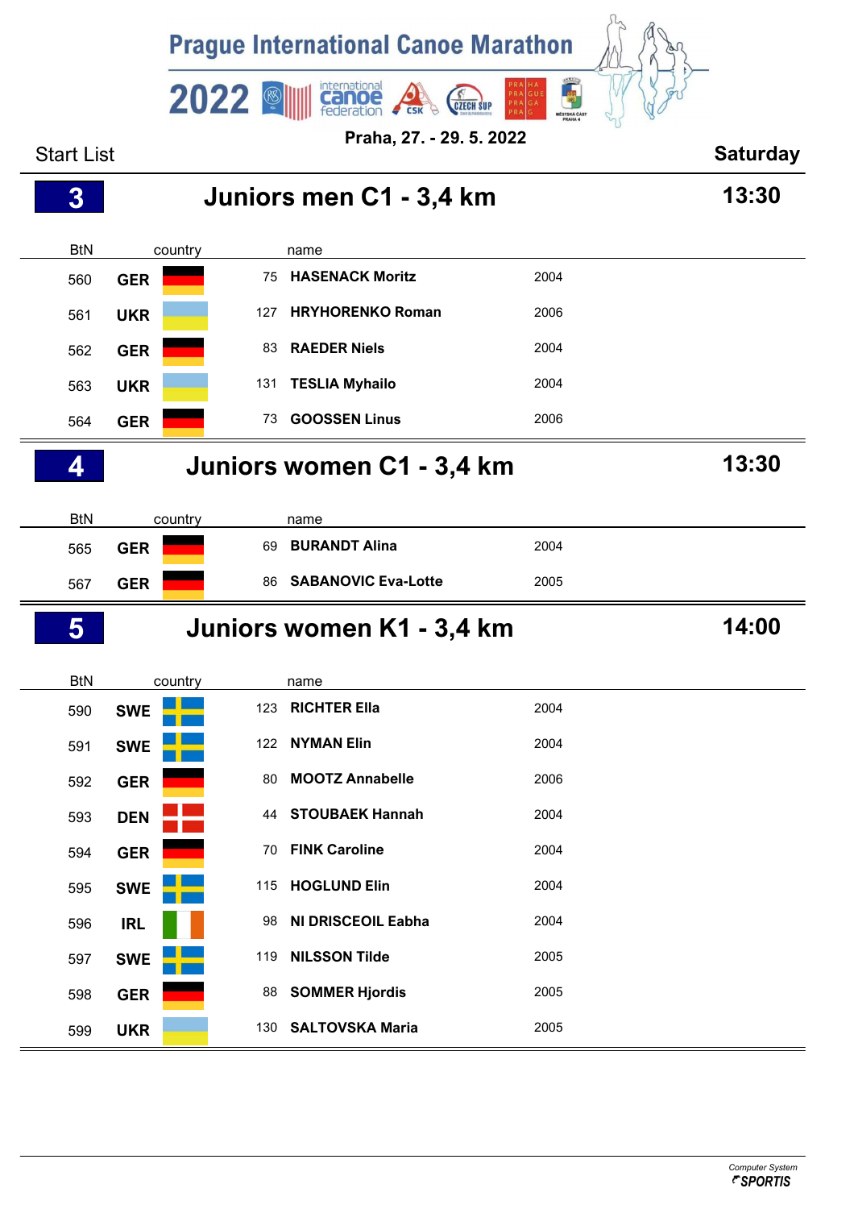# Prague International Canoe Marathon

## 2022

**Praha, 27. - 29. 5. 2022**

Start List | **Saturday**

## 3 Juniors men C1 - 3,4 km — 13:30

| BtN | country | | name | |
|---|---|---|---|---|
| 560 | GER | 75 | HASENACK Moritz | 2004 |
| 561 | UKR | 127 | HRYHORENKO Roman | 2006 |
| 562 | GER | 83 | RAEDER Niels | 2004 |
| 563 | UKR | 131 | TESLIA Myhailo | 2004 |
| 564 | GER | 73 | GOOSSEN Linus | 2006 |

## 4 Juniors women C1 - 3,4 km — 13:30

| BtN | country | | name | |
|---|---|---|---|---|
| 565 | GER | 69 | BURANDT Alina | 2004 |
| 567 | GER | 86 | SABANOVIC Eva-Lotte | 2005 |

## 5 Juniors women K1 - 3,4 km — 14:00

| BtN | country | | name | |
|---|---|---|---|---|
| 590 | SWE | 123 | RICHTER Ella | 2004 |
| 591 | SWE | 122 | NYMAN Elin | 2004 |
| 592 | GER | 80 | MOOTZ Annabelle | 2006 |
| 593 | DEN | 44 | STOUBAEK Hannah | 2004 |
| 594 | GER | 70 | FINK Caroline | 2004 |
| 595 | SWE | 115 | HOGLUND Elin | 2004 |
| 596 | IRL | 98 | NI DRISCEOIL Eabha | 2004 |
| 597 | SWE | 119 | NILSSON Tilde | 2005 |
| 598 | GER | 88 | SOMMER Hjordis | 2005 |
| 599 | UKR | 130 | SALTOVSKA Maria | 2005 |

Computer System SPORTIS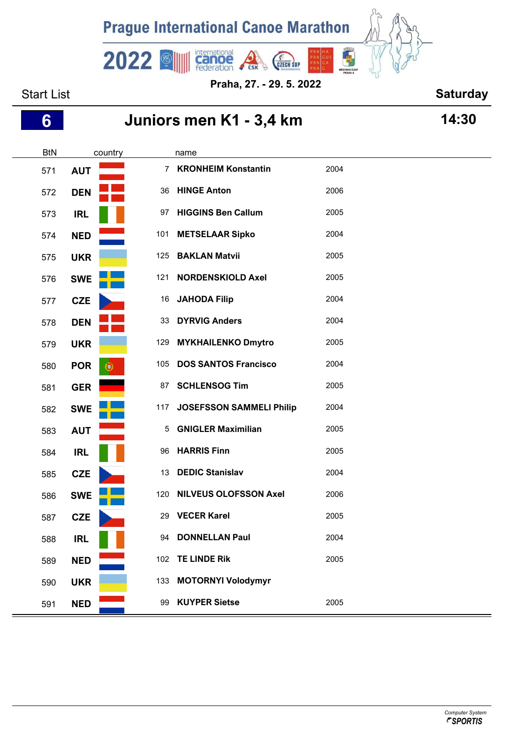# Prague International Canoe Marathon 2022

**Praha, 27. - 29. 5. 2022**

Start List **Saturday**

## 6 Juniors men K1 - 3,4 km **14:30**

| BtN | country | | name | |
|---|---|---|---|---|
| 571 | AUT | 7 | **KRONHEIM Konstantin** | 2004 |
| 572 | DEN | 36 | **HINGE Anton** | 2006 |
| 573 | IRL | 97 | **HIGGINS Ben Callum** | 2005 |
| 574 | NED | 101 | **METSELAAR Sipko** | 2004 |
| 575 | UKR | 125 | **BAKLAN Matvii** | 2005 |
| 576 | SWE | 121 | **NORDENSKIOLD Axel** | 2005 |
| 577 | CZE | 16 | **JAHODA Filip** | 2004 |
| 578 | DEN | 33 | **DYRVIG Anders** | 2004 |
| 579 | UKR | 129 | **MYKHAILENKO Dmytro** | 2005 |
| 580 | POR | 105 | **DOS SANTOS Francisco** | 2004 |
| 581 | GER | 87 | **SCHLENSOG Tim** | 2005 |
| 582 | SWE | 117 | **JOSEFSSON SAMMELI Philip** | 2004 |
| 583 | AUT | 5 | **GNIGLER Maximilian** | 2005 |
| 584 | IRL | 96 | **HARRIS Finn** | 2005 |
| 585 | CZE | 13 | **DEDIC Stanislav** | 2004 |
| 586 | SWE | 120 | **NILVEUS OLOFSSON Axel** | 2006 |
| 587 | CZE | 29 | **VECER Karel** | 2005 |
| 588 | IRL | 94 | **DONNELLAN Paul** | 2004 |
| 589 | NED | 102 | **TE LINDE Rik** | 2005 |
| 590 | UKR | 133 | **MOTORNYI Volodymyr** | |
| 591 | NED | 99 | **KUYPER Sietse** | 2005 |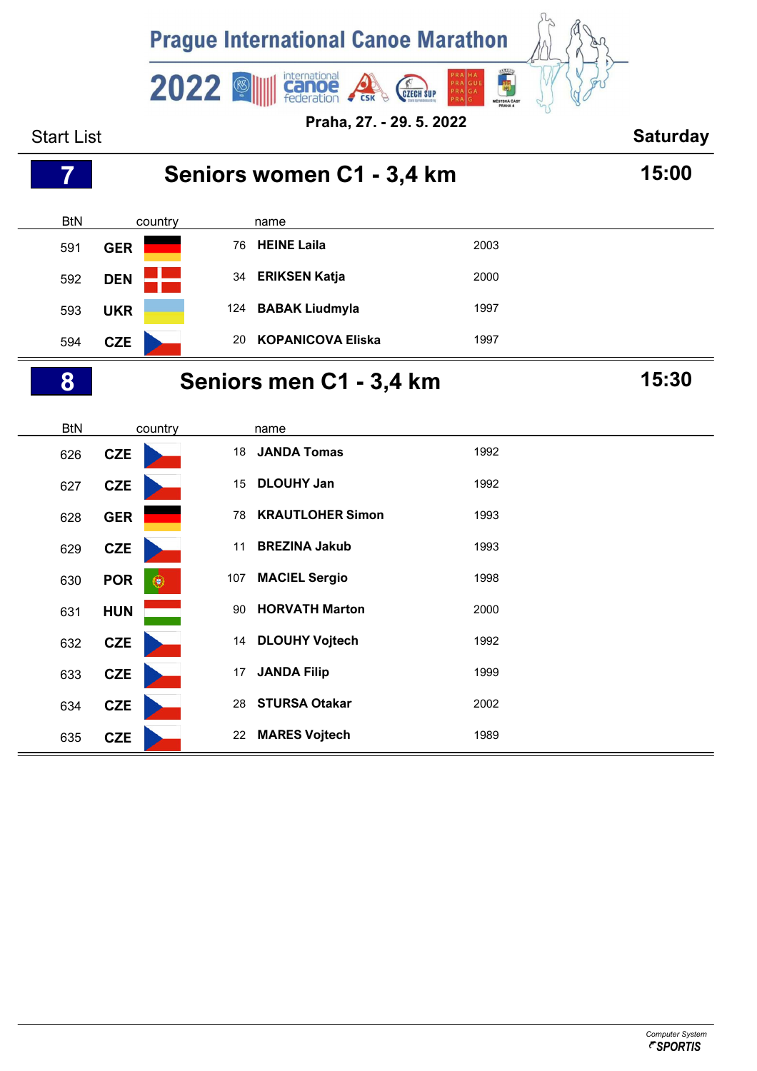# Prague International Canoe Marathon 2022

**Praha, 27. - 29. 5. 2022**

Start List **Saturday**

## 7 Seniors women C1 - 3,4 km **15:00**

| BtN | country | | name | |
|---|---|---|---|---|
| 591 | **GER** | 76 | **HEINE Laila** | 2003 |
| 592 | **DEN** | 34 | **ERIKSEN Katja** | 2000 |
| 593 | **UKR** | 124 | **BABAK Liudmyla** | 1997 |
| 594 | **CZE** | 20 | **KOPANICOVA Eliska** | 1997 |

## 8 Seniors men C1 - 3,4 km **15:30**

| BtN | country | | name | |
|---|---|---|---|---|
| 626 | **CZE** | 18 | **JANDA Tomas** | 1992 |
| 627 | **CZE** | 15 | **DLOUHY Jan** | 1992 |
| 628 | **GER** | 78 | **KRAUTLOHER Simon** | 1993 |
| 629 | **CZE** | 11 | **BREZINA Jakub** | 1993 |
| 630 | **POR** | 107 | **MACIEL Sergio** | 1998 |
| 631 | **HUN** | 90 | **HORVATH Marton** | 2000 |
| 632 | **CZE** | 14 | **DLOUHY Vojtech** | 1992 |
| 633 | **CZE** | 17 | **JANDA Filip** | 1999 |
| 634 | **CZE** | 28 | **STURSA Otakar** | 2002 |
| 635 | **CZE** | 22 | **MARES Vojtech** | 1989 |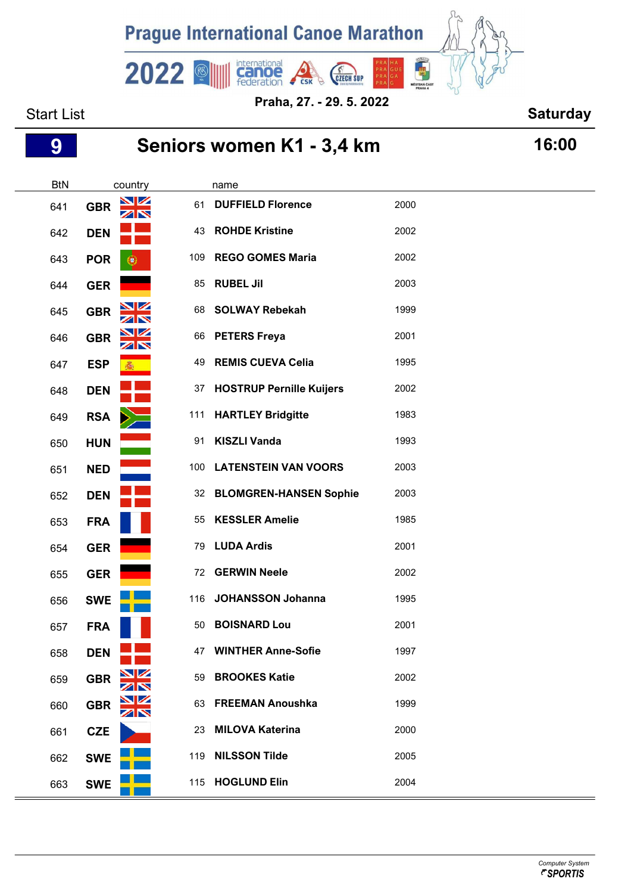# Prague International Canoe Marathon

2022

Praha, 27. - 29. 5. 2022

Start List

Saturday

## 9 Seniors women K1 - 3,4 km

16:00

| BtN | country | | name | |
|---|---|---|---|---|
| 641 | GBR | 61 | DUFFIELD Florence | 2000 |
| 642 | DEN | 43 | ROHDE Kristine | 2002 |
| 643 | POR | 109 | REGO GOMES Maria | 2002 |
| 644 | GER | 85 | RUBEL Jil | 2003 |
| 645 | GBR | 68 | SOLWAY Rebekah | 1999 |
| 646 | GBR | 66 | PETERS Freya | 2001 |
| 647 | ESP | 49 | REMIS CUEVA Celia | 1995 |
| 648 | DEN | 37 | HOSTRUP Pernille Kuijers | 2002 |
| 649 | RSA | 111 | HARTLEY Bridgitte | 1983 |
| 650 | HUN | 91 | KISZLI Vanda | 1993 |
| 651 | NED | 100 | LATENSTEIN VAN VOORS | 2003 |
| 652 | DEN | 32 | BLOMGREN-HANSEN Sophie | 2003 |
| 653 | FRA | 55 | KESSLER Amelie | 1985 |
| 654 | GER | 79 | LUDA Ardis | 2001 |
| 655 | GER | 72 | GERWIN Neele | 2002 |
| 656 | SWE | 116 | JOHANSSON Johanna | 1995 |
| 657 | FRA | 50 | BOISNARD Lou | 2001 |
| 658 | DEN | 47 | WINTHER Anne-Sofie | 1997 |
| 659 | GBR | 59 | BROOKES Katie | 2002 |
| 660 | GBR | 63 | FREEMAN Anoushka | 1999 |
| 661 | CZE | 23 | MILOVA Katerina | 2000 |
| 662 | SWE | 119 | NILSSON Tilde | 2005 |
| 663 | SWE | 115 | HOGLUND Elin | 2004 |

Computer System SPORTIS